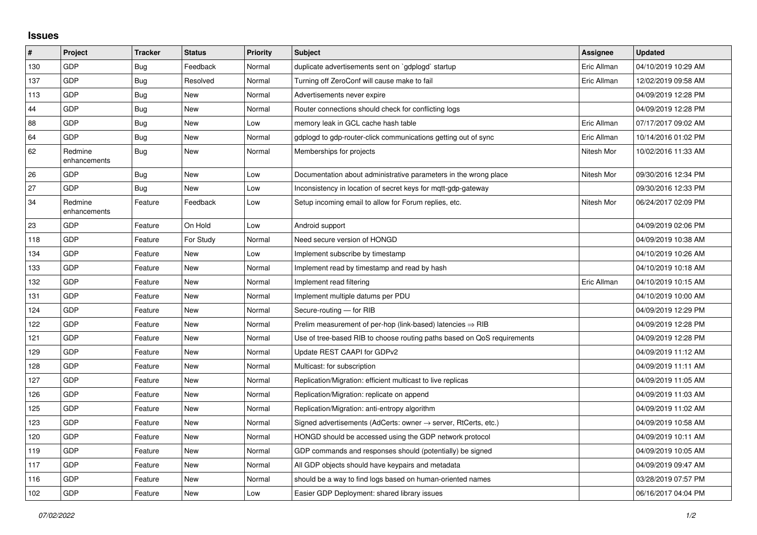## Issues

| # | Project | Tracker | Status | Priority | Subject | Assignee | Updated |
|---|---|---|---|---|---|---|---|
| 130 | GDP | Bug | Feedback | Normal | duplicate advertisements sent on `gdplogd` startup | Eric Allman | 04/10/2019 10:29 AM |
| 137 | GDP | Bug | Resolved | Normal | Turning off ZeroConf will cause make to fail | Eric Allman | 12/02/2019 09:58 AM |
| 113 | GDP | Bug | New | Normal | Advertisements never expire | | 04/09/2019 12:28 PM |
| 44 | GDP | Bug | New | Normal | Router connections should check for conflicting logs | | 04/09/2019 12:28 PM |
| 88 | GDP | Bug | New | Low | memory leak in GCL cache hash table | Eric Allman | 07/17/2017 09:02 AM |
| 64 | GDP | Bug | New | Normal | gdplogd to gdp-router-click communications getting out of sync | Eric Allman | 10/14/2016 01:02 PM |
| 62 | Redmine enhancements | Bug | New | Normal | Memberships for projects | Nitesh Mor | 10/02/2016 11:33 AM |
| 26 | GDP | Bug | New | Low | Documentation about administrative parameters in the wrong place | Nitesh Mor | 09/30/2016 12:34 PM |
| 27 | GDP | Bug | New | Low | Inconsistency in location of secret keys for mqtt-gdp-gateway | | 09/30/2016 12:33 PM |
| 34 | Redmine enhancements | Feature | Feedback | Low | Setup incoming email to allow for Forum replies, etc. | Nitesh Mor | 06/24/2017 02:09 PM |
| 23 | GDP | Feature | On Hold | Low | Android support | | 04/09/2019 02:06 PM |
| 118 | GDP | Feature | For Study | Normal | Need secure version of HONGD | | 04/09/2019 10:38 AM |
| 134 | GDP | Feature | New | Low | Implement subscribe by timestamp | | 04/10/2019 10:26 AM |
| 133 | GDP | Feature | New | Normal | Implement read by timestamp and read by hash | | 04/10/2019 10:18 AM |
| 132 | GDP | Feature | New | Normal | Implement read filtering | Eric Allman | 04/10/2019 10:15 AM |
| 131 | GDP | Feature | New | Normal | Implement multiple datums per PDU | | 04/10/2019 10:00 AM |
| 124 | GDP | Feature | New | Normal | Secure-routing — for RIB | | 04/09/2019 12:29 PM |
| 122 | GDP | Feature | New | Normal | Prelim measurement of per-hop (link-based) latencies ⇒ RIB | | 04/09/2019 12:28 PM |
| 121 | GDP | Feature | New | Normal | Use of tree-based RIB to choose routing paths based on QoS requirements | | 04/09/2019 12:28 PM |
| 129 | GDP | Feature | New | Normal | Update REST CAAPI for GDPv2 | | 04/09/2019 11:12 AM |
| 128 | GDP | Feature | New | Normal | Multicast: for subscription | | 04/09/2019 11:11 AM |
| 127 | GDP | Feature | New | Normal | Replication/Migration: efficient multicast to live replicas | | 04/09/2019 11:05 AM |
| 126 | GDP | Feature | New | Normal | Replication/Migration: replicate on append | | 04/09/2019 11:03 AM |
| 125 | GDP | Feature | New | Normal | Replication/Migration: anti-entropy algorithm | | 04/09/2019 11:02 AM |
| 123 | GDP | Feature | New | Normal | Signed advertisements (AdCerts: owner → server, RtCerts, etc.) | | 04/09/2019 10:58 AM |
| 120 | GDP | Feature | New | Normal | HONGD should be accessed using the GDP network protocol | | 04/09/2019 10:11 AM |
| 119 | GDP | Feature | New | Normal | GDP commands and responses should (potentially) be signed | | 04/09/2019 10:05 AM |
| 117 | GDP | Feature | New | Normal | All GDP objects should have keypairs and metadata | | 04/09/2019 09:47 AM |
| 116 | GDP | Feature | New | Normal | should be a way to find logs based on human-oriented names | | 03/28/2019 07:57 PM |
| 102 | GDP | Feature | New | Low | Easier GDP Deployment: shared library issues | | 06/16/2017 04:04 PM |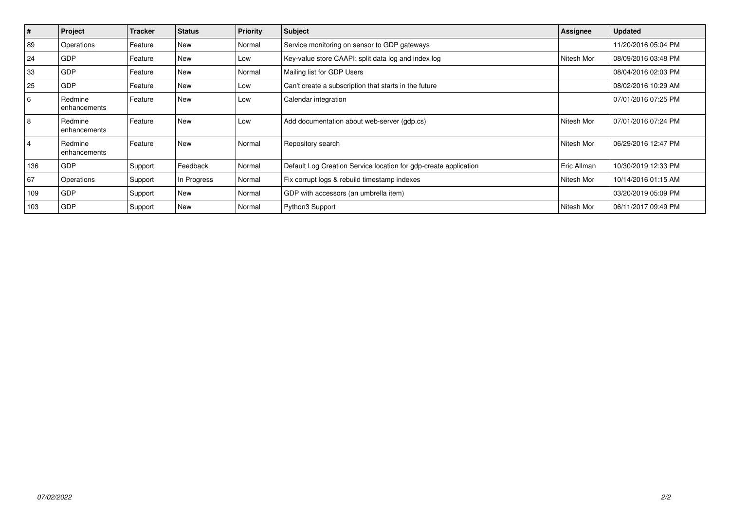| # | Project | Tracker | Status | Priority | Subject | Assignee | Updated |
|---|---|---|---|---|---|---|---|
| 89 | Operations | Feature | New | Normal | Service monitoring on sensor to GDP gateways | | 11/20/2016 05:04 PM |
| 24 | GDP | Feature | New | Low | Key-value store CAAPI: split data log and index log | Nitesh Mor | 08/09/2016 03:48 PM |
| 33 | GDP | Feature | New | Normal | Mailing list for GDP Users | | 08/04/2016 02:03 PM |
| 25 | GDP | Feature | New | Low | Can't create a subscription that starts in the future | | 08/02/2016 10:29 AM |
| 6 | Redmine enhancements | Feature | New | Low | Calendar integration | | 07/01/2016 07:25 PM |
| 8 | Redmine enhancements | Feature | New | Low | Add documentation about web-server (gdp.cs) | Nitesh Mor | 07/01/2016 07:24 PM |
| 4 | Redmine enhancements | Feature | New | Normal | Repository search | Nitesh Mor | 06/29/2016 12:47 PM |
| 136 | GDP | Support | Feedback | Normal | Default Log Creation Service location for gdp-create application | Eric Allman | 10/30/2019 12:33 PM |
| 67 | Operations | Support | In Progress | Normal | Fix corrupt logs & rebuild timestamp indexes | Nitesh Mor | 10/14/2016 01:15 AM |
| 109 | GDP | Support | New | Normal | GDP with accessors (an umbrella item) | | 03/20/2019 05:09 PM |
| 103 | GDP | Support | New | Normal | Python3 Support | Nitesh Mor | 06/11/2017 09:49 PM |